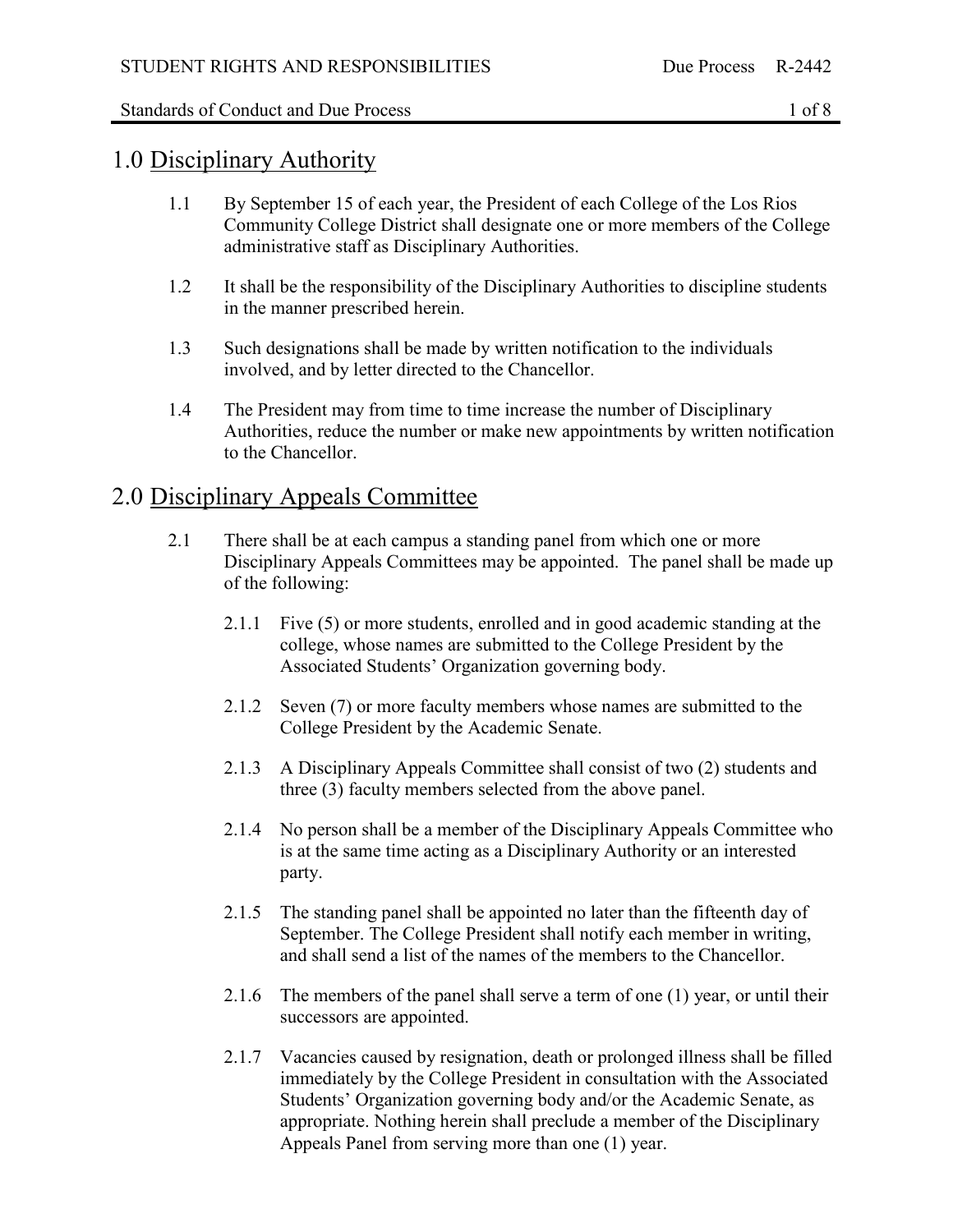# 1.0 Disciplinary Authority

1.1 By September 15 of each year, the President of each College of the Los Rios Community College District shall designate one or more members of the College administrative staff as Disciplinary Authorities.

1.2 It shall be the responsibility of the Disciplinary Authorities to discipline students in the manner prescribed herein.

1.3 Such designations shall be made by written notification to the individuals involved, and by letter directed to the Chancellor.

1.4 The President may from time to time increase the number of Disciplinary Authorities, reduce the number or make new appointments by written notification to the Chancellor.

# 2.0 Disciplinary Appeals Committee

2.1 There shall be at each campus a standing panel from which one or more Disciplinary Appeals Committees may be appointed. The panel shall be made up of the following:

2.1.1 Five (5) or more students, enrolled and in good academic standing at the college, whose names are submitted to the College President by the Associated Students' Organization governing body.

2.1.2 Seven (7) or more faculty members whose names are submitted to the College President by the Academic Senate.

2.1.3 A Disciplinary Appeals Committee shall consist of two (2) students and three (3) faculty members selected from the above panel.

2.1.4 No person shall be a member of the Disciplinary Appeals Committee who is at the same time acting as a Disciplinary Authority or an interested party.

2.1.5 The standing panel shall be appointed no later than the fifteenth day of September. The College President shall notify each member in writing, and shall send a list of the names of the members to the Chancellor.

2.1.6 The members of the panel shall serve a term of one (1) year, or until their successors are appointed.

2.1.7 Vacancies caused by resignation, death or prolonged illness shall be filled immediately by the College President in consultation with the Associated Students' Organization governing body and/or the Academic Senate, as appropriate. Nothing herein shall preclude a member of the Disciplinary Appeals Panel from serving more than one (1) year.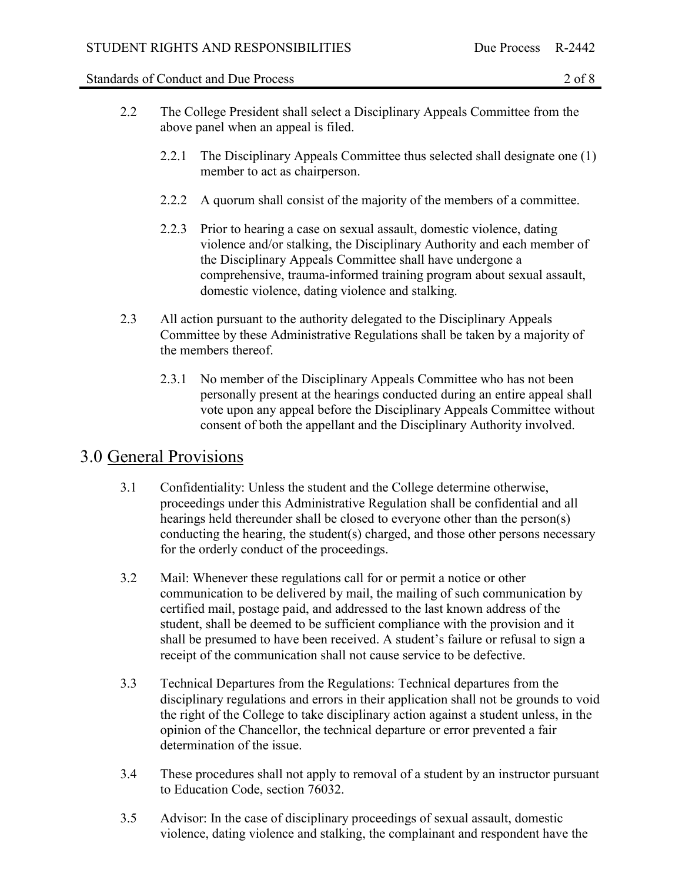2.2 The College President shall select a Disciplinary Appeals Committee from the above panel when an appeal is filed.

2.2.1 The Disciplinary Appeals Committee thus selected shall designate one (1) member to act as chairperson.

2.2.2 A quorum shall consist of the majority of the members of a committee.

2.2.3 Prior to hearing a case on sexual assault, domestic violence, dating violence and/or stalking, the Disciplinary Authority and each member of the Disciplinary Appeals Committee shall have undergone a comprehensive, trauma-informed training program about sexual assault, domestic violence, dating violence and stalking.

2.3 All action pursuant to the authority delegated to the Disciplinary Appeals Committee by these Administrative Regulations shall be taken by a majority of the members thereof.

2.3.1 No member of the Disciplinary Appeals Committee who has not been personally present at the hearings conducted during an entire appeal shall vote upon any appeal before the Disciplinary Appeals Committee without consent of both the appellant and the Disciplinary Authority involved.

## 3.0 General Provisions

3.1 Confidentiality: Unless the student and the College determine otherwise, proceedings under this Administrative Regulation shall be confidential and all hearings held thereunder shall be closed to everyone other than the person(s) conducting the hearing, the student(s) charged, and those other persons necessary for the orderly conduct of the proceedings.

3.2 Mail: Whenever these regulations call for or permit a notice or other communication to be delivered by mail, the mailing of such communication by certified mail, postage paid, and addressed to the last known address of the student, shall be deemed to be sufficient compliance with the provision and it shall be presumed to have been received. A student's failure or refusal to sign a receipt of the communication shall not cause service to be defective.

3.3 Technical Departures from the Regulations: Technical departures from the disciplinary regulations and errors in their application shall not be grounds to void the right of the College to take disciplinary action against a student unless, in the opinion of the Chancellor, the technical departure or error prevented a fair determination of the issue.

3.4 These procedures shall not apply to removal of a student by an instructor pursuant to Education Code, section 76032.

3.5 Advisor: In the case of disciplinary proceedings of sexual assault, domestic violence, dating violence and stalking, the complainant and respondent have the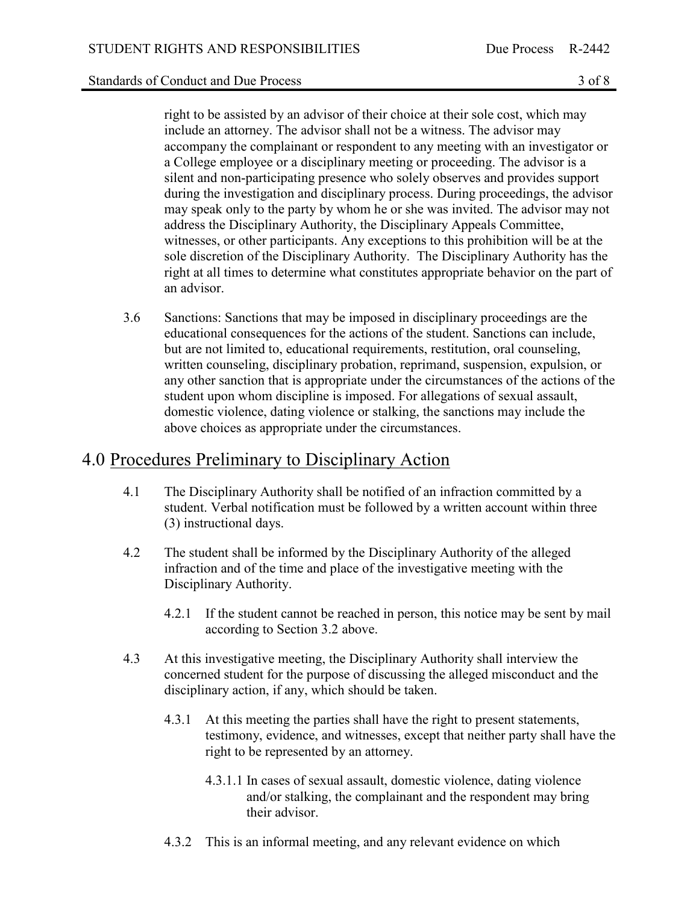right to be assisted by an advisor of their choice at their sole cost, which may include an attorney. The advisor shall not be a witness. The advisor may accompany the complainant or respondent to any meeting with an investigator or a College employee or a disciplinary meeting or proceeding. The advisor is a silent and non-participating presence who solely observes and provides support during the investigation and disciplinary process. During proceedings, the advisor may speak only to the party by whom he or she was invited. The advisor may not address the Disciplinary Authority, the Disciplinary Appeals Committee, witnesses, or other participants. Any exceptions to this prohibition will be at the sole discretion of the Disciplinary Authority. The Disciplinary Authority has the right at all times to determine what constitutes appropriate behavior on the part of an advisor.

3.6 Sanctions: Sanctions that may be imposed in disciplinary proceedings are the educational consequences for the actions of the student. Sanctions can include, but are not limited to, educational requirements, restitution, oral counseling, written counseling, disciplinary probation, reprimand, suspension, expulsion, or any other sanction that is appropriate under the circumstances of the actions of the student upon whom discipline is imposed. For allegations of sexual assault, domestic violence, dating violence or stalking, the sanctions may include the above choices as appropriate under the circumstances.

# 4.0 Procedures Preliminary to Disciplinary Action

4.1 The Disciplinary Authority shall be notified of an infraction committed by a student. Verbal notification must be followed by a written account within three (3) instructional days.

4.2 The student shall be informed by the Disciplinary Authority of the alleged infraction and of the time and place of the investigative meeting with the Disciplinary Authority.

4.2.1 If the student cannot be reached in person, this notice may be sent by mail according to Section 3.2 above.

4.3 At this investigative meeting, the Disciplinary Authority shall interview the concerned student for the purpose of discussing the alleged misconduct and the disciplinary action, if any, which should be taken.

4.3.1 At this meeting the parties shall have the right to present statements, testimony, evidence, and witnesses, except that neither party shall have the right to be represented by an attorney.

4.3.1.1 In cases of sexual assault, domestic violence, dating violence and/or stalking, the complainant and the respondent may bring their advisor.

4.3.2 This is an informal meeting, and any relevant evidence on which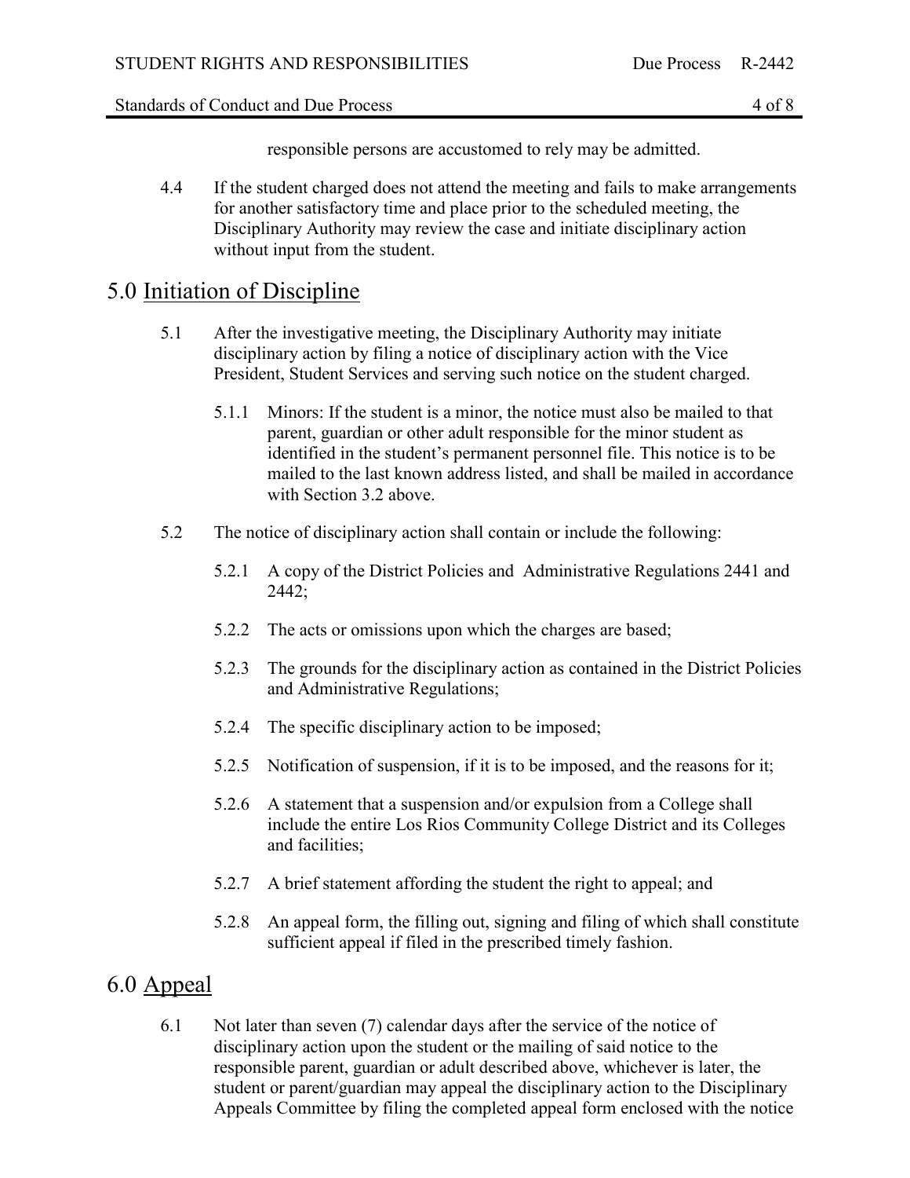responsible persons are accustomed to rely may be admitted.

4.4 If the student charged does not attend the meeting and fails to make arrangements for another satisfactory time and place prior to the scheduled meeting, the Disciplinary Authority may review the case and initiate disciplinary action without input from the student.

## 5.0 Initiation of Discipline

5.1 After the investigative meeting, the Disciplinary Authority may initiate disciplinary action by filing a notice of disciplinary action with the Vice President, Student Services and serving such notice on the student charged.

5.1.1 Minors: If the student is a minor, the notice must also be mailed to that parent, guardian or other adult responsible for the minor student as identified in the student's permanent personnel file. This notice is to be mailed to the last known address listed, and shall be mailed in accordance with Section 3.2 above.

5.2 The notice of disciplinary action shall contain or include the following:

5.2.1 A copy of the District Policies and Administrative Regulations 2441 and 2442;

5.2.2 The acts or omissions upon which the charges are based;

5.2.3 The grounds for the disciplinary action as contained in the District Policies and Administrative Regulations;

5.2.4 The specific disciplinary action to be imposed;

5.2.5 Notification of suspension, if it is to be imposed, and the reasons for it;

5.2.6 A statement that a suspension and/or expulsion from a College shall include the entire Los Rios Community College District and its Colleges and facilities;

5.2.7 A brief statement affording the student the right to appeal; and

5.2.8 An appeal form, the filling out, signing and filing of which shall constitute sufficient appeal if filed in the prescribed timely fashion.

## 6.0 Appeal

6.1 Not later than seven (7) calendar days after the service of the notice of disciplinary action upon the student or the mailing of said notice to the responsible parent, guardian or adult described above, whichever is later, the student or parent/guardian may appeal the disciplinary action to the Disciplinary Appeals Committee by filing the completed appeal form enclosed with the notice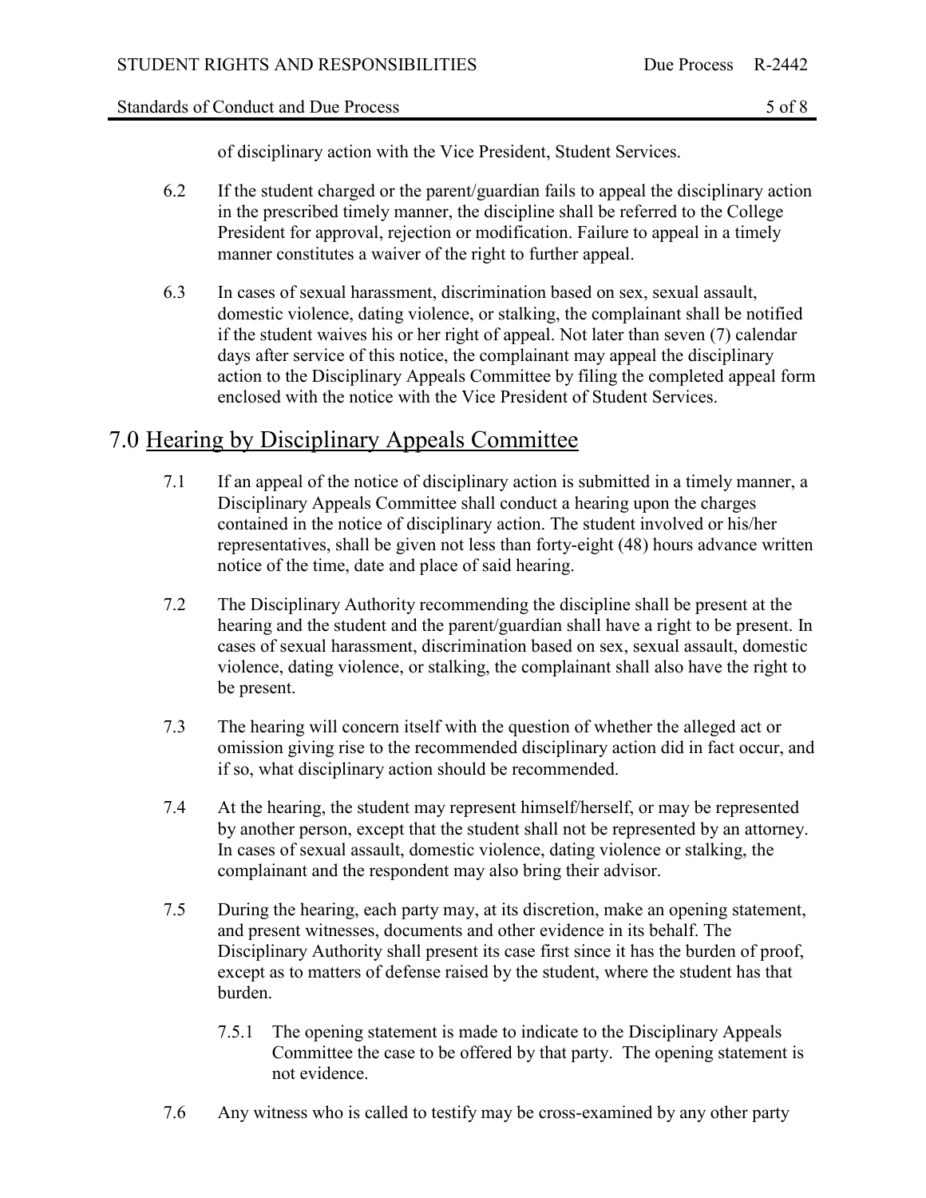of disciplinary action with the Vice President, Student Services.

6.2 If the student charged or the parent/guardian fails to appeal the disciplinary action in the prescribed timely manner, the discipline shall be referred to the College President for approval, rejection or modification. Failure to appeal in a timely manner constitutes a waiver of the right to further appeal.

6.3 In cases of sexual harassment, discrimination based on sex, sexual assault, domestic violence, dating violence, or stalking, the complainant shall be notified if the student waives his or her right of appeal. Not later than seven (7) calendar days after service of this notice, the complainant may appeal the disciplinary action to the Disciplinary Appeals Committee by filing the completed appeal form enclosed with the notice with the Vice President of Student Services.

## 7.0 Hearing by Disciplinary Appeals Committee

7.1 If an appeal of the notice of disciplinary action is submitted in a timely manner, a Disciplinary Appeals Committee shall conduct a hearing upon the charges contained in the notice of disciplinary action. The student involved or his/her representatives, shall be given not less than forty-eight (48) hours advance written notice of the time, date and place of said hearing.

7.2 The Disciplinary Authority recommending the discipline shall be present at the hearing and the student and the parent/guardian shall have a right to be present. In cases of sexual harassment, discrimination based on sex, sexual assault, domestic violence, dating violence, or stalking, the complainant shall also have the right to be present.

7.3 The hearing will concern itself with the question of whether the alleged act or omission giving rise to the recommended disciplinary action did in fact occur, and if so, what disciplinary action should be recommended.

7.4 At the hearing, the student may represent himself/herself, or may be represented by another person, except that the student shall not be represented by an attorney. In cases of sexual assault, domestic violence, dating violence or stalking, the complainant and the respondent may also bring their advisor.

7.5 During the hearing, each party may, at its discretion, make an opening statement, and present witnesses, documents and other evidence in its behalf. The Disciplinary Authority shall present its case first since it has the burden of proof, except as to matters of defense raised by the student, where the student has that burden.

7.5.1 The opening statement is made to indicate to the Disciplinary Appeals Committee the case to be offered by that party. The opening statement is not evidence.

7.6 Any witness who is called to testify may be cross-examined by any other party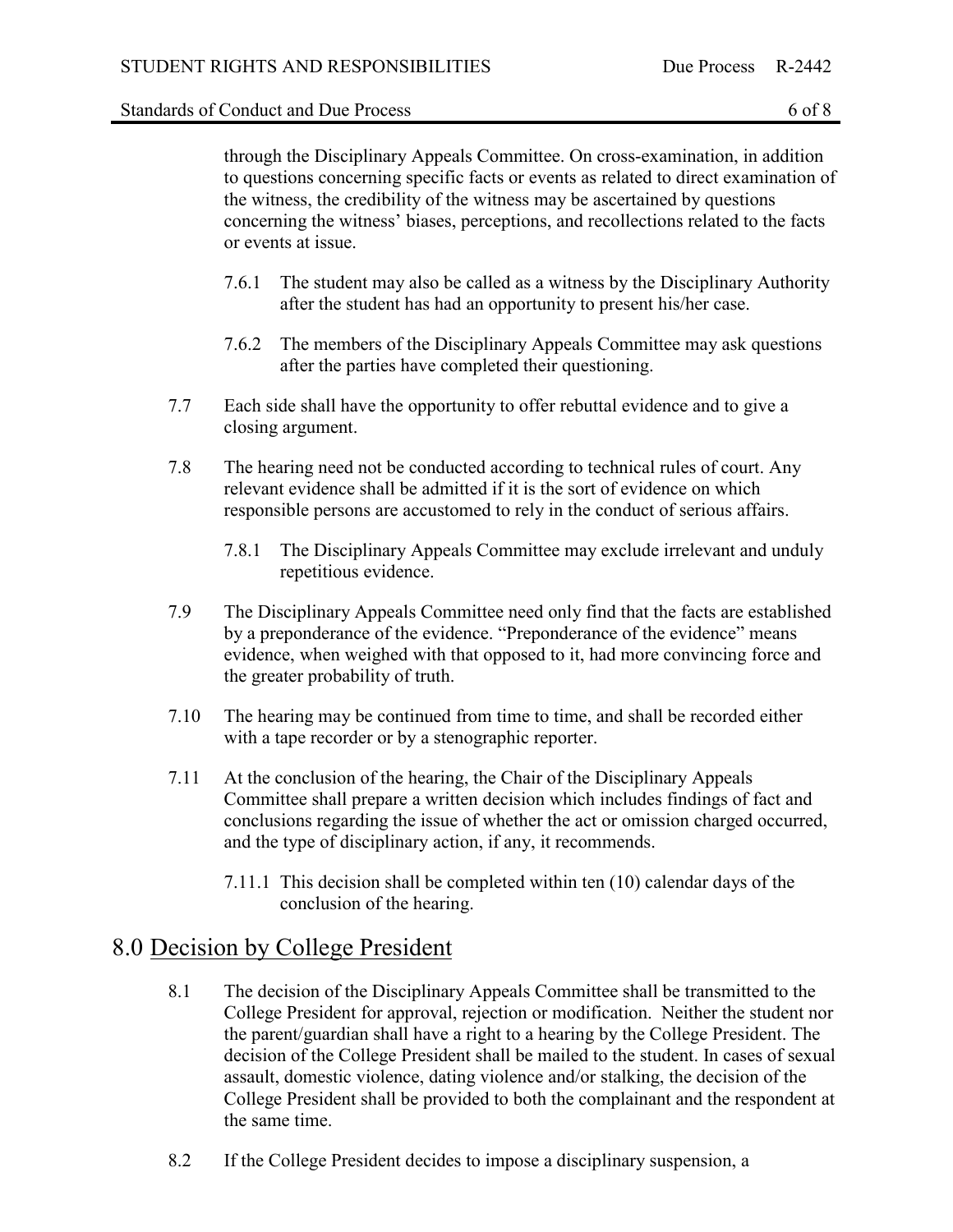through the Disciplinary Appeals Committee. On cross-examination, in addition to questions concerning specific facts or events as related to direct examination of the witness, the credibility of the witness may be ascertained by questions concerning the witness' biases, perceptions, and recollections related to the facts or events at issue.

7.6.1 The student may also be called as a witness by the Disciplinary Authority after the student has had an opportunity to present his/her case.

7.6.2 The members of the Disciplinary Appeals Committee may ask questions after the parties have completed their questioning.

7.7 Each side shall have the opportunity to offer rebuttal evidence and to give a closing argument.

7.8 The hearing need not be conducted according to technical rules of court. Any relevant evidence shall be admitted if it is the sort of evidence on which responsible persons are accustomed to rely in the conduct of serious affairs.

7.8.1 The Disciplinary Appeals Committee may exclude irrelevant and unduly repetitious evidence.

7.9 The Disciplinary Appeals Committee need only find that the facts are established by a preponderance of the evidence. "Preponderance of the evidence" means evidence, when weighed with that opposed to it, had more convincing force and the greater probability of truth.

7.10 The hearing may be continued from time to time, and shall be recorded either with a tape recorder or by a stenographic reporter.

7.11 At the conclusion of the hearing, the Chair of the Disciplinary Appeals Committee shall prepare a written decision which includes findings of fact and conclusions regarding the issue of whether the act or omission charged occurred, and the type of disciplinary action, if any, it recommends.

7.11.1 This decision shall be completed within ten (10) calendar days of the conclusion of the hearing.

## 8.0 Decision by College President

8.1 The decision of the Disciplinary Appeals Committee shall be transmitted to the College President for approval, rejection or modification. Neither the student nor the parent/guardian shall have a right to a hearing by the College President. The decision of the College President shall be mailed to the student. In cases of sexual assault, domestic violence, dating violence and/or stalking, the decision of the College President shall be provided to both the complainant and the respondent at the same time.

8.2 If the College President decides to impose a disciplinary suspension, a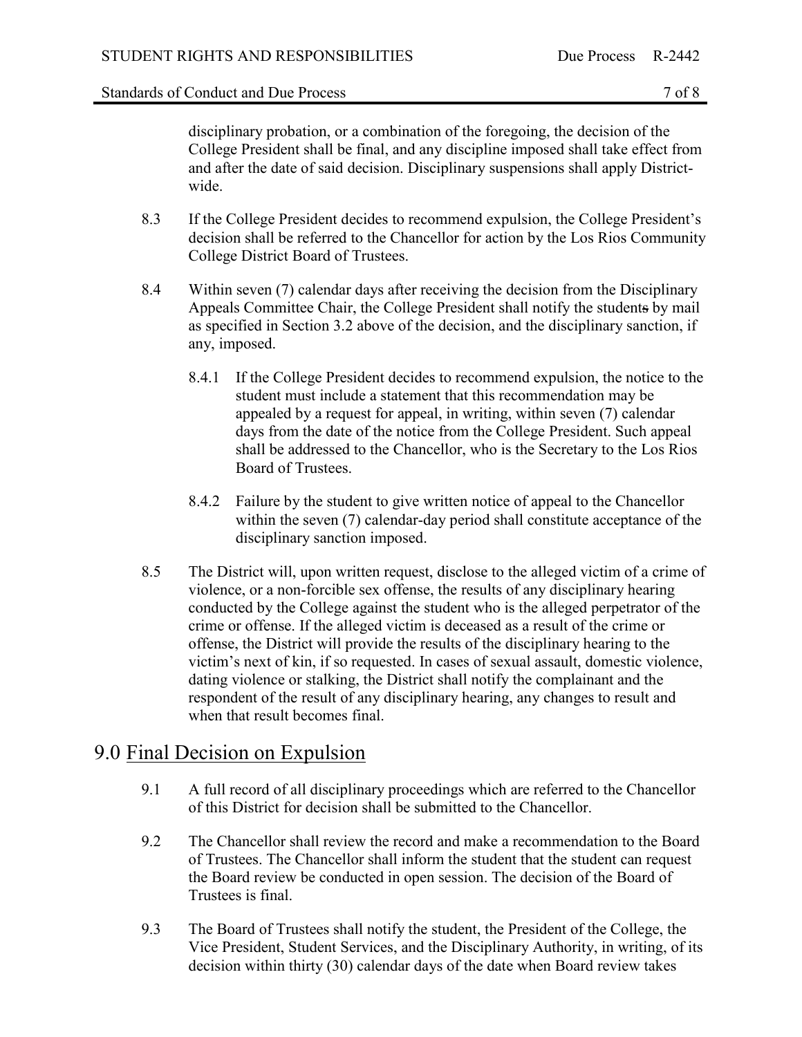disciplinary probation, or a combination of the foregoing, the decision of the College President shall be final, and any discipline imposed shall take effect from and after the date of said decision. Disciplinary suspensions shall apply District-wide.

8.3 If the College President decides to recommend expulsion, the College President's decision shall be referred to the Chancellor for action by the Los Rios Community College District Board of Trustees.

8.4 Within seven (7) calendar days after receiving the decision from the Disciplinary Appeals Committee Chair, the College President shall notify the students by mail as specified in Section 3.2 above of the decision, and the disciplinary sanction, if any, imposed.

8.4.1 If the College President decides to recommend expulsion, the notice to the student must include a statement that this recommendation may be appealed by a request for appeal, in writing, within seven (7) calendar days from the date of the notice from the College President. Such appeal shall be addressed to the Chancellor, who is the Secretary to the Los Rios Board of Trustees.

8.4.2 Failure by the student to give written notice of appeal to the Chancellor within the seven (7) calendar-day period shall constitute acceptance of the disciplinary sanction imposed.

8.5 The District will, upon written request, disclose to the alleged victim of a crime of violence, or a non-forcible sex offense, the results of any disciplinary hearing conducted by the College against the student who is the alleged perpetrator of the crime or offense. If the alleged victim is deceased as a result of the crime or offense, the District will provide the results of the disciplinary hearing to the victim's next of kin, if so requested. In cases of sexual assault, domestic violence, dating violence or stalking, the District shall notify the complainant and the respondent of the result of any disciplinary hearing, any changes to result and when that result becomes final.

## 9.0 Final Decision on Expulsion

9.1 A full record of all disciplinary proceedings which are referred to the Chancellor of this District for decision shall be submitted to the Chancellor.

9.2 The Chancellor shall review the record and make a recommendation to the Board of Trustees. The Chancellor shall inform the student that the student can request the Board review be conducted in open session. The decision of the Board of Trustees is final.

9.3 The Board of Trustees shall notify the student, the President of the College, the Vice President, Student Services, and the Disciplinary Authority, in writing, of its decision within thirty (30) calendar days of the date when Board review takes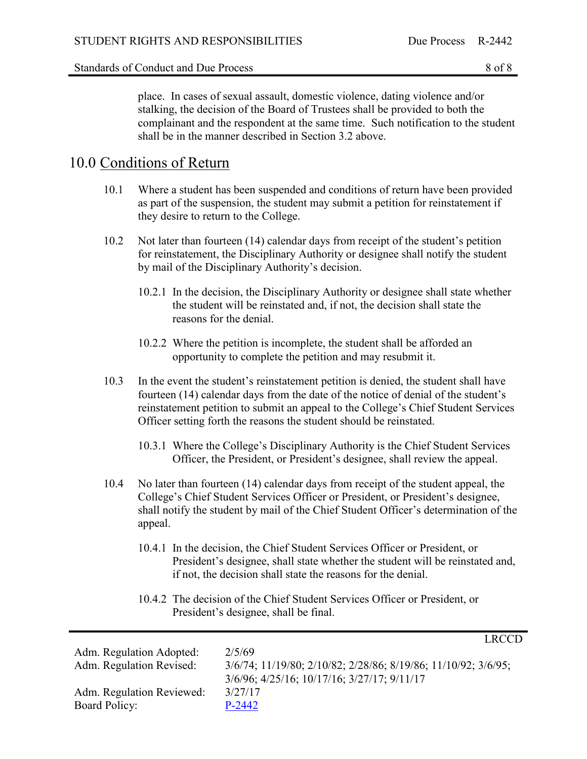place. In cases of sexual assault, domestic violence, dating violence and/or stalking, the decision of the Board of Trustees shall be provided to both the complainant and the respondent at the same time. Such notification to the student shall be in the manner described in Section 3.2 above.

## 10.0 Conditions of Return

10.1 Where a student has been suspended and conditions of return have been provided as part of the suspension, the student may submit a petition for reinstatement if they desire to return to the College.

10.2 Not later than fourteen (14) calendar days from receipt of the student's petition for reinstatement, the Disciplinary Authority or designee shall notify the student by mail of the Disciplinary Authority's decision.

10.2.1 In the decision, the Disciplinary Authority or designee shall state whether the student will be reinstated and, if not, the decision shall state the reasons for the denial.

10.2.2 Where the petition is incomplete, the student shall be afforded an opportunity to complete the petition and may resubmit it.

10.3 In the event the student's reinstatement petition is denied, the student shall have fourteen (14) calendar days from the date of the notice of denial of the student's reinstatement petition to submit an appeal to the College's Chief Student Services Officer setting forth the reasons the student should be reinstated.

10.3.1 Where the College's Disciplinary Authority is the Chief Student Services Officer, the President, or President's designee, shall review the appeal.

10.4 No later than fourteen (14) calendar days from receipt of the student appeal, the College's Chief Student Services Officer or President, or President's designee, shall notify the student by mail of the Chief Student Officer's determination of the appeal.

10.4.1 In the decision, the Chief Student Services Officer or President, or President's designee, shall state whether the student will be reinstated and, if not, the decision shall state the reasons for the denial.

10.4.2 The decision of the Chief Student Services Officer or President, or President's designee, shall be final.

LRCCD

| | |
|---|---|
| Adm. Regulation Adopted: | 2/5/69 |
| Adm. Regulation Revised: | 3/6/74; 11/19/80; 2/10/82; 2/28/86; 8/19/86; 11/10/92; 3/6/95; 3/6/96; 4/25/16; 10/17/16; 3/27/17; 9/11/17 |
| Adm. Regulation Reviewed: | 3/27/17 |
| Board Policy: | P-2442 |